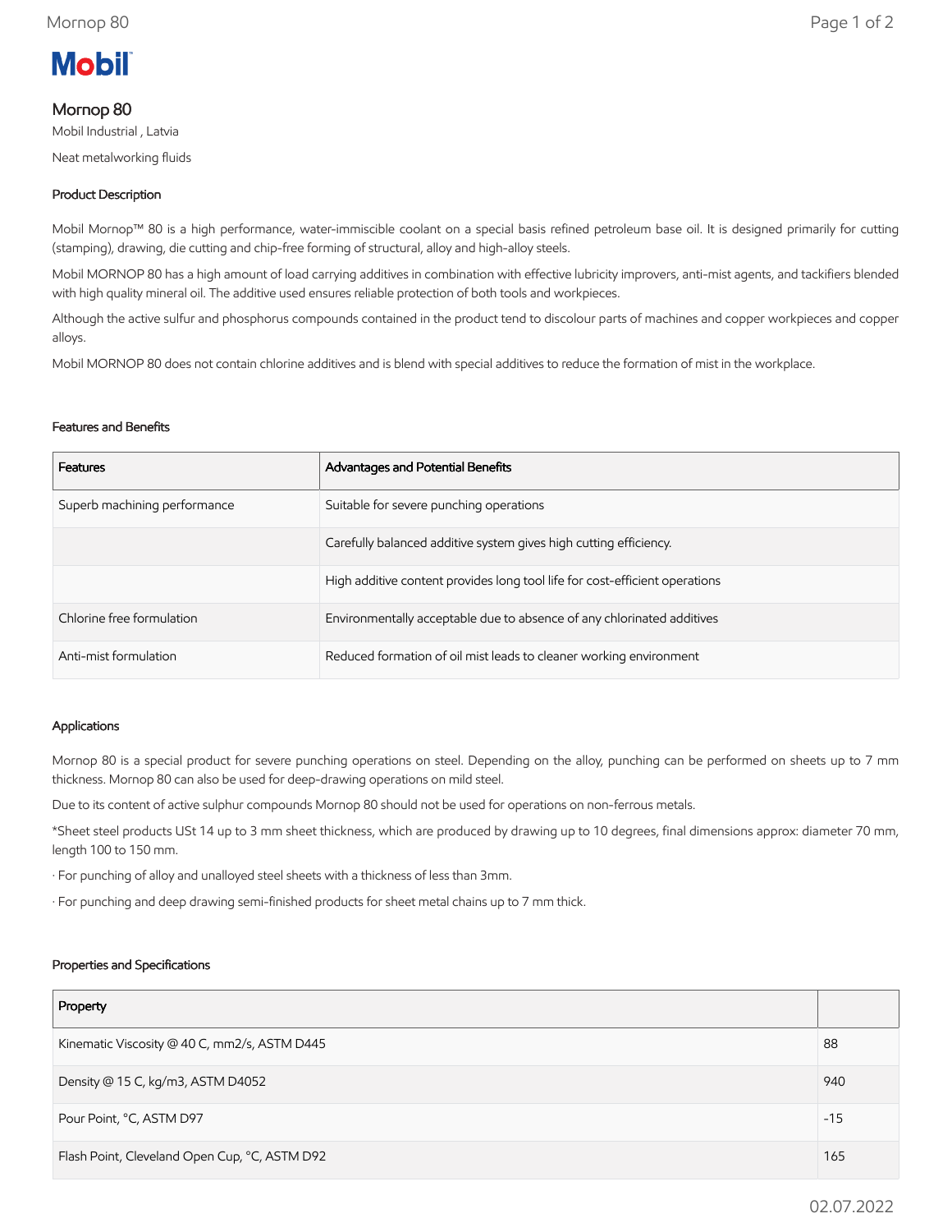# Mornop 80

Mobil Industrial , Latvia

Neat metalworking fluids

## Product Description

Mobil Mornop™ 80 is a high performance, water-immiscible coolant on a special basis refined petroleum base oil. It is designed primarily for cutting (stamping), drawing, die cutting and chip-free forming of structural, alloy and high-alloy steels.

Mobil MORNOP 80 has a high amount of load carrying additives in combination with effective lubricity improvers, anti-mist agents, and tackifiers blended with high quality mineral oil. The additive used ensures reliable protection of both tools and workpieces.

Although the active sulfur and phosphorus compounds contained in the product tend to discolour parts of machines and copper workpieces and copper alloys.

Mobil MORNOP 80 does not contain chlorine additives and is blend with special additives to reduce the formation of mist in the workplace.

## Features and Benefits

| Features | Advantages and Potential Benefits |
|---|---|
| Superb machining performance | Suitable for severe punching operations |
| | Carefully balanced additive system gives high cutting efficiency. |
| | High additive content provides long tool life for cost-efficient operations |
| Chlorine free formulation | Environmentally acceptable due to absence of any chlorinated additives |
| Anti-mist formulation | Reduced formation of oil mist leads to cleaner working environment |

## Applications

Mornop 80 is a special product for severe punching operations on steel. Depending on the alloy, punching can be performed on sheets up to 7 mm thickness. Mornop 80 can also be used for deep-drawing operations on mild steel.

Due to its content of active sulphur compounds Mornop 80 should not be used for operations on non-ferrous metals.

*Sheet steel products USt 14 up to 3 mm sheet thickness, which are produced by drawing up to 10 degrees, final dimensions approx: diameter 70 mm, length 100 to 150 mm.

· For punching of alloy and unalloyed steel sheets with a thickness of less than 3mm.

· For punching and deep drawing semi-finished products for sheet metal chains up to 7 mm thick.

## Properties and Specifications

| Property | |
|---|---|
| Kinematic Viscosity @ 40 C, mm2/s, ASTM D445 | 88 |
| Density @ 15 C, kg/m3, ASTM D4052 | 940 |
| Pour Point, °C, ASTM D97 | -15 |
| Flash Point, Cleveland Open Cup, °C, ASTM D92 | 165 |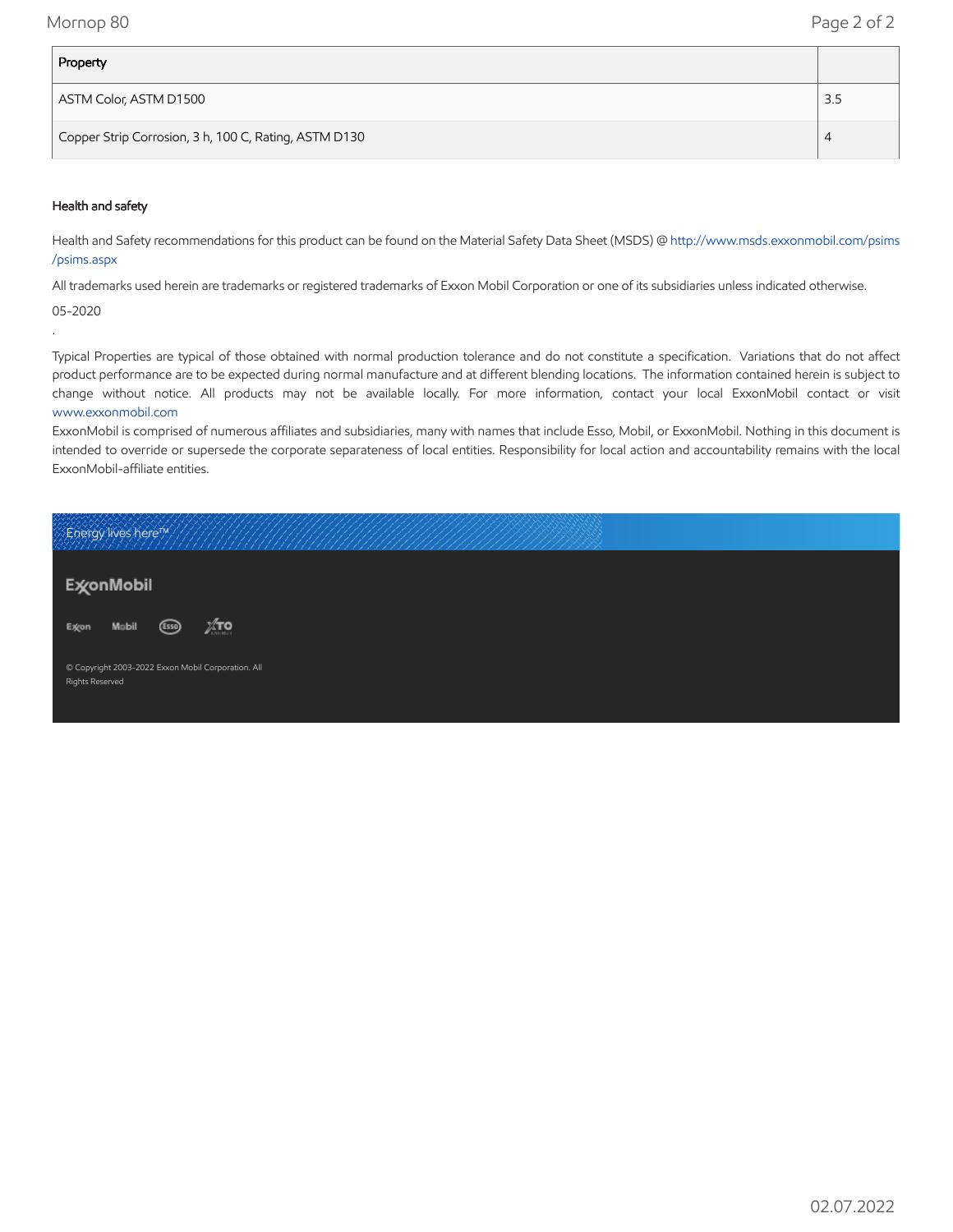| Property | |
|---|---|
| ASTM Color, ASTM D1500 | 3.5 |
| Copper Strip Corrosion, 3 h, 100 C, Rating, ASTM D130 | 4 |

### Health and safety

Health and Safety recommendations for this product can be found on the Material Safety Data Sheet (MSDS) @ http://www.msds.exxonmobil.com/psims/psims.aspx

All trademarks used herein are trademarks or registered trademarks of Exxon Mobil Corporation or one of its subsidiaries unless indicated otherwise.

05-2020

.

Typical Properties are typical of those obtained with normal production tolerance and do not constitute a specification. Variations that do not affect product performance are to be expected during normal manufacture and at different blending locations. The information contained herein is subject to change without notice. All products may not be available locally. For more information, contact your local ExxonMobil contact or visit www.exxonmobil.com

ExxonMobil is comprised of numerous affiliates and subsidiaries, many with names that include Esso, Mobil, or ExxonMobil. Nothing in this document is intended to override or supersede the corporate separateness of local entities. Responsibility for local action and accountability remains with the local ExxonMobil-affiliate entities.

Energy lives here™

ExxonMobil

Exxon Mobil Esso XTO

© Copyright 2003-2022 Exxon Mobil Corporation. All Rights Reserved